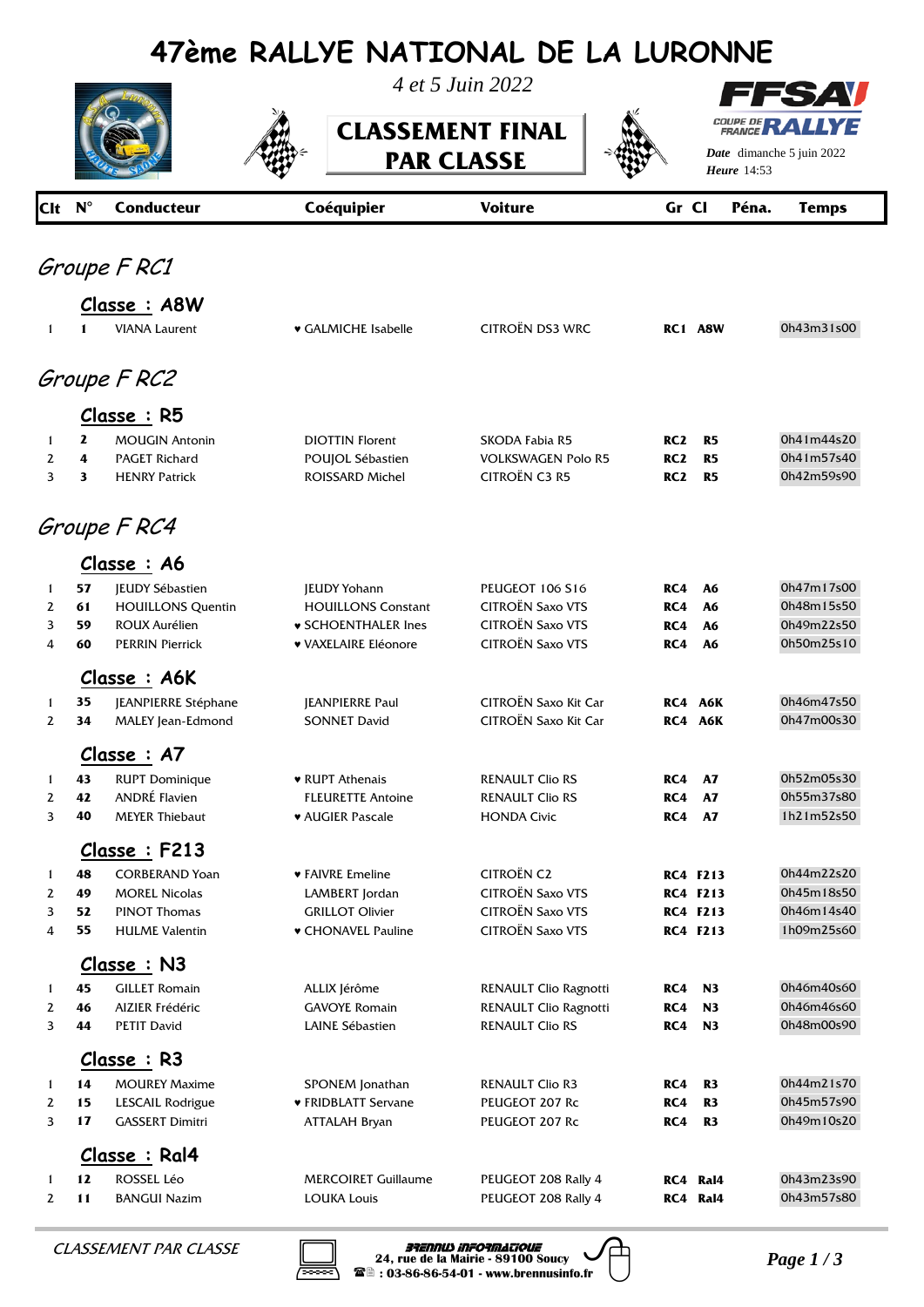# 47ème RALLYE NATIONAL DE LA LURONNE

*4 et 5 Juin 2022*

## CLASSEMENT FINAL PAR CLASSE

FFSA COUPE DE FRANCE RALLYE

***Date*** dimanche 5 juin 2022
***Heure*** 14:53

| Clt | N° | Conducteur | Coéquipier | Voiture | Gr | Cl | Péna. | Temps |
|---|---|---|---|---|---|---|---|---|

### *Groupe F RC1*

#### Classe : A8W

| Clt | N° | Conducteur | Coéquipier | Voiture | Gr | Cl | Péna. | Temps |
|---|---|---|---|---|---|---|---|---|
| 1 | 1 | VIANA Laurent | ♥ GALMICHE Isabelle | CITROËN DS3 WRC | RC1 | A8W | | 0h43m31s00 |

### *Groupe F RC2*

#### Classe : R5

| Clt | N° | Conducteur | Coéquipier | Voiture | Gr | Cl | Péna. | Temps |
|---|---|---|---|---|---|---|---|---|
| 1 | 2 | MOUGIN Antonin | DIOTTIN Florent | SKODA Fabia R5 | RC2 | R5 | | 0h41m44s20 |
| 2 | 4 | PAGET Richard | POUJOL Sébastien | VOLKSWAGEN Polo R5 | RC2 | R5 | | 0h41m57s40 |
| 3 | 3 | HENRY Patrick | ROISSARD Michel | CITROËN C3 R5 | RC2 | R5 | | 0h42m59s90 |

### *Groupe F RC4*

#### Classe : A6

| Clt | N° | Conducteur | Coéquipier | Voiture | Gr | Cl | Péna. | Temps |
|---|---|---|---|---|---|---|---|---|
| 1 | 57 | JEUDY Sébastien | JEUDY Yohann | PEUGEOT 106 S16 | RC4 | A6 | | 0h47m17s00 |
| 2 | 61 | HOUILLONS Quentin | HOUILLONS Constant | CITROËN Saxo VTS | RC4 | A6 | | 0h48m15s50 |
| 3 | 59 | ROUX Aurélien | ♥ SCHOENTHALER Ines | CITROËN Saxo VTS | RC4 | A6 | | 0h49m22s50 |
| 4 | 60 | PERRIN Pierrick | ♥ VAXELAIRE Eléonore | CITROËN Saxo VTS | RC4 | A6 | | 0h50m25s10 |

#### Classe : A6K

| Clt | N° | Conducteur | Coéquipier | Voiture | Gr | Cl | Péna. | Temps |
|---|---|---|---|---|---|---|---|---|
| 1 | 35 | JEANPIERRE Stéphane | JEANPIERRE Paul | CITROËN Saxo Kit Car | RC4 | A6K | | 0h46m47s50 |
| 2 | 34 | MALEY Jean-Edmond | SONNET David | CITROËN Saxo Kit Car | RC4 | A6K | | 0h47m00s30 |

#### Classe : A7

| Clt | N° | Conducteur | Coéquipier | Voiture | Gr | Cl | Péna. | Temps |
|---|---|---|---|---|---|---|---|---|
| 1 | 43 | RUPT Dominique | ♥ RUPT Athenais | RENAULT Clio RS | RC4 | A7 | | 0h52m05s30 |
| 2 | 42 | ANDRÉ Flavien | FLEURETTE Antoine | RENAULT Clio RS | RC4 | A7 | | 0h55m37s80 |
| 3 | 40 | MEYER Thiebaut | ♥ AUGIER Pascale | HONDA Civic | RC4 | A7 | | 1h21m52s50 |

#### Classe : F213

| Clt | N° | Conducteur | Coéquipier | Voiture | Gr | Cl | Péna. | Temps |
|---|---|---|---|---|---|---|---|---|
| 1 | 48 | CORBERAND Yoan | ♥ FAIVRE Emeline | CITROËN C2 | RC4 | F213 | | 0h44m22s20 |
| 2 | 49 | MOREL Nicolas | LAMBERT Jordan | CITROËN Saxo VTS | RC4 | F213 | | 0h45m18s50 |
| 3 | 52 | PINOT Thomas | GRILLOT Olivier | CITROËN Saxo VTS | RC4 | F213 | | 0h46m14s40 |
| 4 | 55 | HULME Valentin | ♥ CHONAVEL Pauline | CITROËN Saxo VTS | RC4 | F213 | | 1h09m25s60 |

#### Classe : N3

| Clt | N° | Conducteur | Coéquipier | Voiture | Gr | Cl | Péna. | Temps |
|---|---|---|---|---|---|---|---|---|
| 1 | 45 | GILLET Romain | ALLIX Jérôme | RENAULT Clio Ragnotti | RC4 | N3 | | 0h46m40s60 |
| 2 | 46 | AIZIER Frédéric | GAVOYE Romain | RENAULT Clio Ragnotti | RC4 | N3 | | 0h46m46s60 |
| 3 | 44 | PETIT David | LAINE Sébastien | RENAULT Clio RS | RC4 | N3 | | 0h48m00s90 |

#### Classe : R3

| Clt | N° | Conducteur | Coéquipier | Voiture | Gr | Cl | Péna. | Temps |
|---|---|---|---|---|---|---|---|---|
| 1 | 14 | MOUREY Maxime | SPONEM Jonathan | RENAULT Clio R3 | RC4 | R3 | | 0h44m21s70 |
| 2 | 15 | LESCAIL Rodrigue | ♥ FRIDBLATT Servane | PEUGEOT 207 Rc | RC4 | R3 | | 0h45m57s90 |
| 3 | 17 | GASSERT Dimitri | ATTALAH Bryan | PEUGEOT 207 Rc | RC4 | R3 | | 0h49m10s20 |

#### Classe : Ral4

| Clt | N° | Conducteur | Coéquipier | Voiture | Gr | Cl | Péna. | Temps |
|---|---|---|---|---|---|---|---|---|
| 1 | 12 | ROSSEL Léo | MERCOIRET Guillaume | PEUGEOT 208 Rally 4 | RC4 | Ral4 | | 0h43m23s90 |
| 2 | 11 | BANGUI Nazim | LOUKA Louis | PEUGEOT 208 Rally 4 | RC4 | Ral4 | | 0h43m57s80 |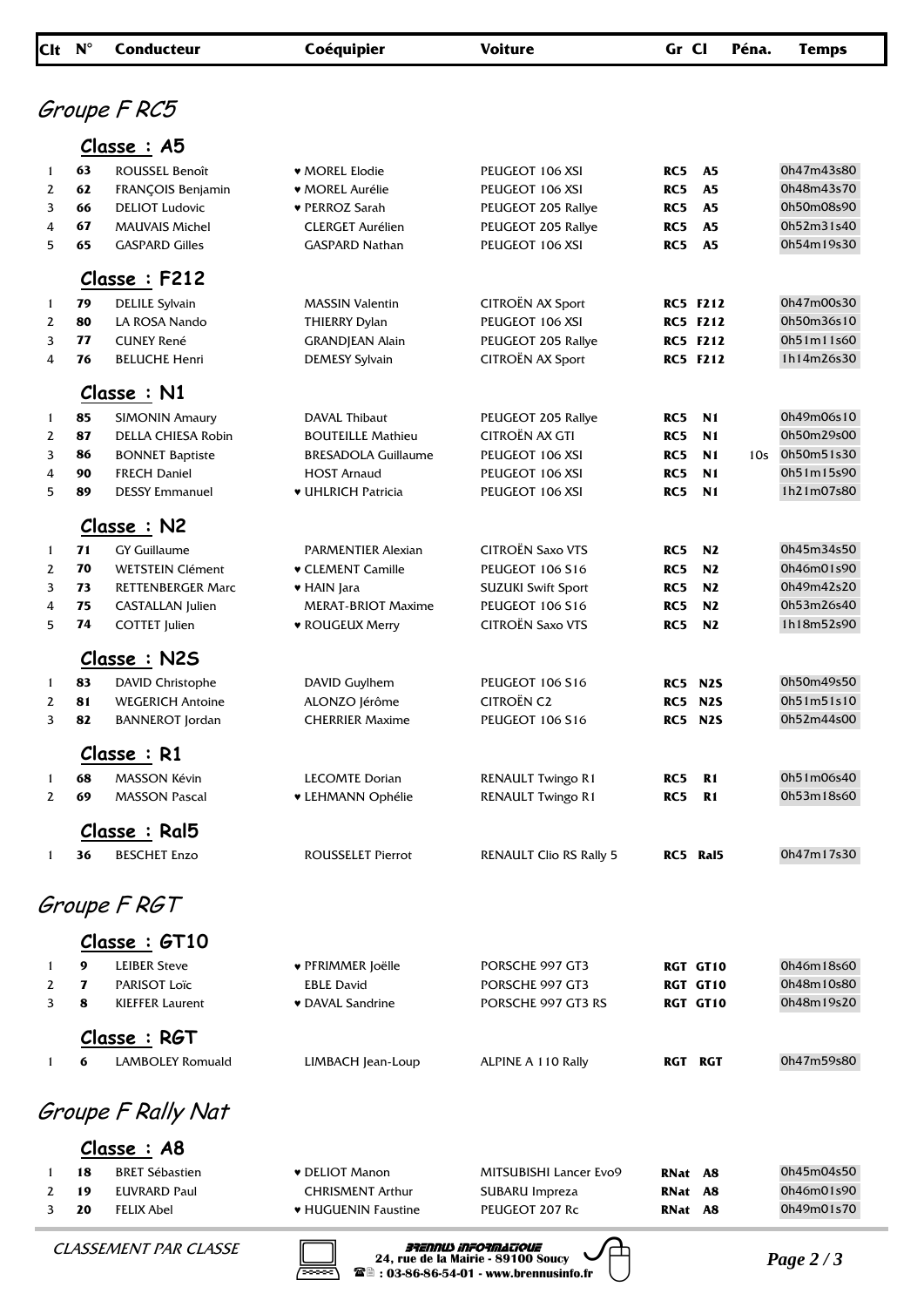| Clt | N° | Conducteur | Coéquipier | Voiture | Gr | Cl | Péna. | Temps |
|---|---|---|---|---|---|---|---|---|

## Groupe F RC5

### Classe : A5

| Clt | N° | Conducteur | Coéquipier | Voiture | Gr | Cl | Péna. | Temps |
|---|---|---|---|---|---|---|---|---|
| 1 | 63 | ROUSSEL Benoît | ♥ MOREL Elodie | PEUGEOT 106 XSI | RC5 | A5 | | 0h47m43s80 |
| 2 | 62 | FRANÇOIS Benjamin | ♥ MOREL Aurélie | PEUGEOT 106 XSI | RC5 | A5 | | 0h48m43s70 |
| 3 | 66 | DELIOT Ludovic | ♥ PERROZ Sarah | PEUGEOT 205 Rallye | RC5 | A5 | | 0h50m08s90 |
| 4 | 67 | MAUVAIS Michel | CLERGET Aurélien | PEUGEOT 205 Rallye | RC5 | A5 | | 0h52m31s40 |
| 5 | 65 | GASPARD Gilles | GASPARD Nathan | PEUGEOT 106 XSI | RC5 | A5 | | 0h54m19s30 |

### Classe : F212

| Clt | N° | Conducteur | Coéquipier | Voiture | Gr | Cl | Péna. | Temps |
|---|---|---|---|---|---|---|---|---|
| 1 | 79 | DELILE Sylvain | MASSIN Valentin | CITROËN AX Sport | RC5 | F212 | | 0h47m00s30 |
| 2 | 80 | LA ROSA Nando | THIERRY Dylan | PEUGEOT 106 XSI | RC5 | F212 | | 0h50m36s10 |
| 3 | 77 | CUNEY René | GRANDJEAN Alain | PEUGEOT 205 Rallye | RC5 | F212 | | 0h51m11s60 |
| 4 | 76 | BELUCHE Henri | DEMESY Sylvain | CITROËN AX Sport | RC5 | F212 | | 1h14m26s30 |

### Classe : N1

| Clt | N° | Conducteur | Coéquipier | Voiture | Gr | Cl | Péna. | Temps |
|---|---|---|---|---|---|---|---|---|
| 1 | 85 | SIMONIN Amaury | DAVAL Thibaut | PEUGEOT 205 Rallye | RC5 | N1 | | 0h49m06s10 |
| 2 | 87 | DELLA CHIESA Robin | BOUTEILLE Mathieu | CITROËN AX GTI | RC5 | N1 | | 0h50m29s00 |
| 3 | 86 | BONNET Baptiste | BRESADOLA Guillaume | PEUGEOT 106 XSI | RC5 | N1 | 10s | 0h50m51s30 |
| 4 | 90 | FRECH Daniel | HOST Arnaud | PEUGEOT 106 XSI | RC5 | N1 | | 0h51m15s90 |
| 5 | 89 | DESSY Emmanuel | ♥ UHLRICH Patricia | PEUGEOT 106 XSI | RC5 | N1 | | 1h21m07s80 |

### Classe : N2

| Clt | N° | Conducteur | Coéquipier | Voiture | Gr | Cl | Péna. | Temps |
|---|---|---|---|---|---|---|---|---|
| 1 | 71 | GY Guillaume | PARMENTIER Alexian | CITROËN Saxo VTS | RC5 | N2 | | 0h45m34s50 |
| 2 | 70 | WETSTEIN Clément | ♥ CLEMENT Camille | PEUGEOT 106 S16 | RC5 | N2 | | 0h46m01s90 |
| 3 | 73 | RETTENBERGER Marc | ♥ HAIN Jara | SUZUKI Swift Sport | RC5 | N2 | | 0h49m42s20 |
| 4 | 75 | CASTALLAN Julien | MERAT-BRIOT Maxime | PEUGEOT 106 S16 | RC5 | N2 | | 0h53m26s40 |
| 5 | 74 | COTTET Julien | ♥ ROUGEUX Merry | CITROËN Saxo VTS | RC5 | N2 | | 1h18m52s90 |

### Classe : N2S

| Clt | N° | Conducteur | Coéquipier | Voiture | Gr | Cl | Péna. | Temps |
|---|---|---|---|---|---|---|---|---|
| 1 | 83 | DAVID Christophe | DAVID Guylhem | PEUGEOT 106 S16 | RC5 | N2S | | 0h50m49s50 |
| 2 | 81 | WEGERICH Antoine | ALONZO Jérôme | CITROËN C2 | RC5 | N2S | | 0h51m51s10 |
| 3 | 82 | BANNEROT Jordan | CHERRIER Maxime | PEUGEOT 106 S16 | RC5 | N2S | | 0h52m44s00 |

### Classe : R1

| Clt | N° | Conducteur | Coéquipier | Voiture | Gr | Cl | Péna. | Temps |
|---|---|---|---|---|---|---|---|---|
| 1 | 68 | MASSON Kévin | LECOMTE Dorian | RENAULT Twingo R1 | RC5 | R1 | | 0h51m06s40 |
| 2 | 69 | MASSON Pascal | ♥ LEHMANN Ophélie | RENAULT Twingo R1 | RC5 | R1 | | 0h53m18s60 |

### Classe : Ral5

| Clt | N° | Conducteur | Coéquipier | Voiture | Gr | Cl | Péna. | Temps |
|---|---|---|---|---|---|---|---|---|
| 1 | 36 | BESCHET Enzo | ROUSSELET Pierrot | RENAULT Clio RS Rally 5 | RC5 | Ral5 | | 0h47m17s30 |

## Groupe F RGT

### Classe : GT10

| Clt | N° | Conducteur | Coéquipier | Voiture | Gr | Cl | Péna. | Temps |
|---|---|---|---|---|---|---|---|---|
| 1 | 9 | LEIBER Steve | ♥ PFRIMMER Joëlle | PORSCHE 997 GT3 | RGT | GT10 | | 0h46m18s60 |
| 2 | 7 | PARISOT Loïc | EBLE David | PORSCHE 997 GT3 | RGT | GT10 | | 0h48m10s80 |
| 3 | 8 | KIEFFER Laurent | ♥ DAVAL Sandrine | PORSCHE 997 GT3 RS | RGT | GT10 | | 0h48m19s20 |

### Classe : RGT

| Clt | N° | Conducteur | Coéquipier | Voiture | Gr | Cl | Péna. | Temps |
|---|---|---|---|---|---|---|---|---|
| 1 | 6 | LAMBOLEY Romuald | LIMBACH Jean-Loup | ALPINE A 110 Rally | RGT | RGT | | 0h47m59s80 |

## Groupe F Rally Nat

### Classe : A8

| Clt | N° | Conducteur | Coéquipier | Voiture | Gr | Cl | Péna. | Temps |
|---|---|---|---|---|---|---|---|---|
| 1 | 18 | BRET Sébastien | ♥ DELIOT Manon | MITSUBISHI Lancer Evo9 | RNat | A8 | | 0h45m04s50 |
| 2 | 19 | EUVRARD Paul | CHRISMENT Arthur | SUBARU Impreza | RNat | A8 | | 0h46m01s90 |
| 3 | 20 | FELIX Abel | ♥ HUGUENIN Faustine | PEUGEOT 207 Rc | RNat | A8 | | 0h49m01s70 |

CLASSEMENT PAR CLASSE

BRENNUS INFORMATIQUE
24, rue de la Mairie - 89100 Soucy
: 03-86-86-54-01 - www.brennusinfo.fr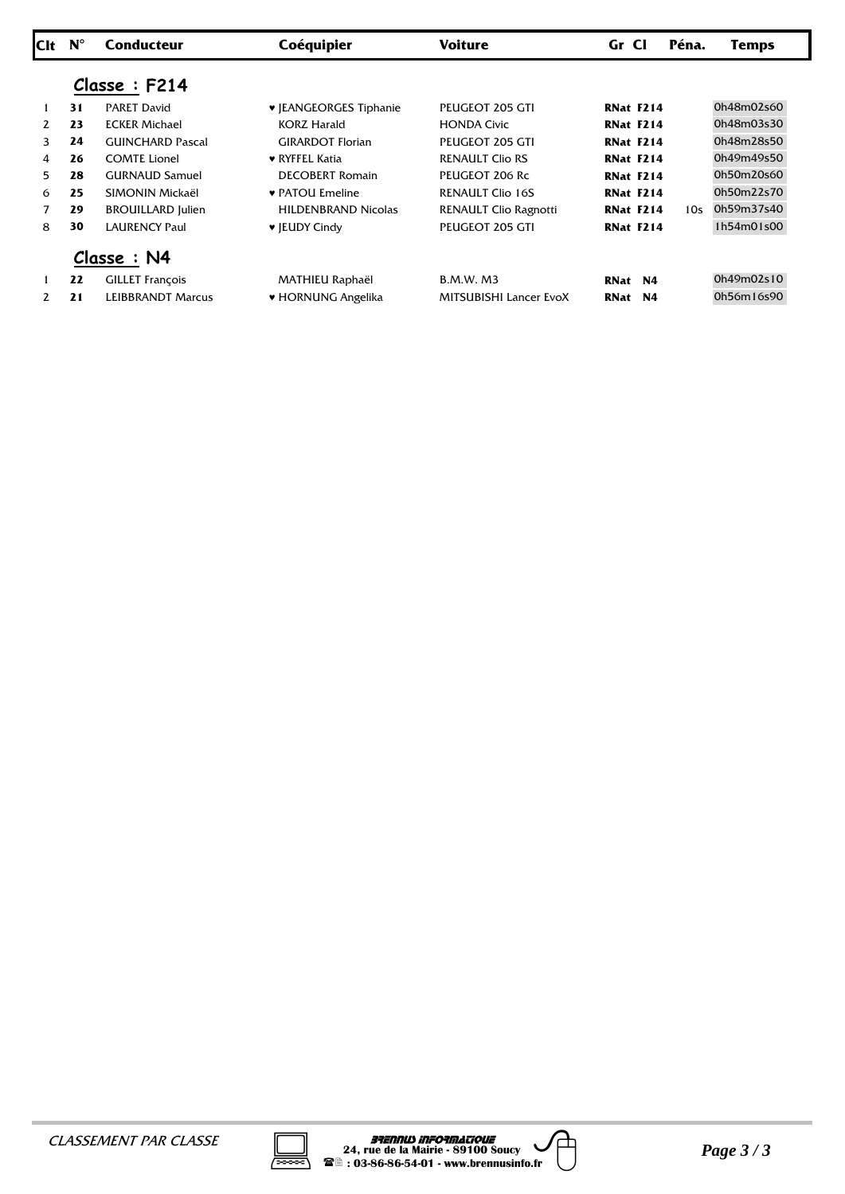| Clt | N° | Conducteur | Coéquipier | Voiture | Gr | Cl | Péna. | Temps |
|---|---|---|---|---|---|---|---|---|
| **Classe : F214** | | | | | | | | |
| 1 | **31** | PARET David | ♥ JEANGEORGES Tiphanie | PEUGEOT 205 GTI | **RNat** | **F214** | | 0h48m02s60 |
| 2 | **23** | ECKER Michael | KORZ Harald | HONDA Civic | **RNat** | **F214** | | 0h48m03s30 |
| 3 | **24** | GUINCHARD Pascal | GIRARDOT Florian | PEUGEOT 205 GTI | **RNat** | **F214** | | 0h48m28s50 |
| 4 | **26** | COMTE Lionel | ♥ RYFFEL Katia | RENAULT Clio RS | **RNat** | **F214** | | 0h49m49s50 |
| 5 | **28** | GURNAUD Samuel | DECOBERT Romain | PEUGEOT 206 Rc | **RNat** | **F214** | | 0h50m20s60 |
| 6 | **25** | SIMONIN Mickaël | ♥ PATOU Emeline | RENAULT Clio 16S | **RNat** | **F214** | | 0h50m22s70 |
| 7 | **29** | BROUILLARD Julien | HILDENBRAND Nicolas | RENAULT Clio Ragnotti | **RNat** | **F214** | 10s | 0h59m37s40 |
| 8 | **30** | LAURENCY Paul | ♥ JEUDY Cindy | PEUGEOT 205 GTI | **RNat** | **F214** | | 1h54m01s00 |
| **Classe : N4** | | | | | | | | |
| 1 | **22** | GILLET François | MATHIEU Raphaël | B.M.W. M3 | **RNat** | **N4** | | 0h49m02s10 |
| 2 | **21** | LEIBBRANDT Marcus | ♥ HORNUNG Angelika | MITSUBISHI Lancer EvoX | **RNat** | **N4** | | 0h56m16s90 |

*CLASSEMENT PAR CLASSE*

**BRENNUS INFORMATIQUE**
**24, rue de la Mairie - 89100 Soucy**
**: 03-86-86-54-01 - www.brennusinfo.fr**